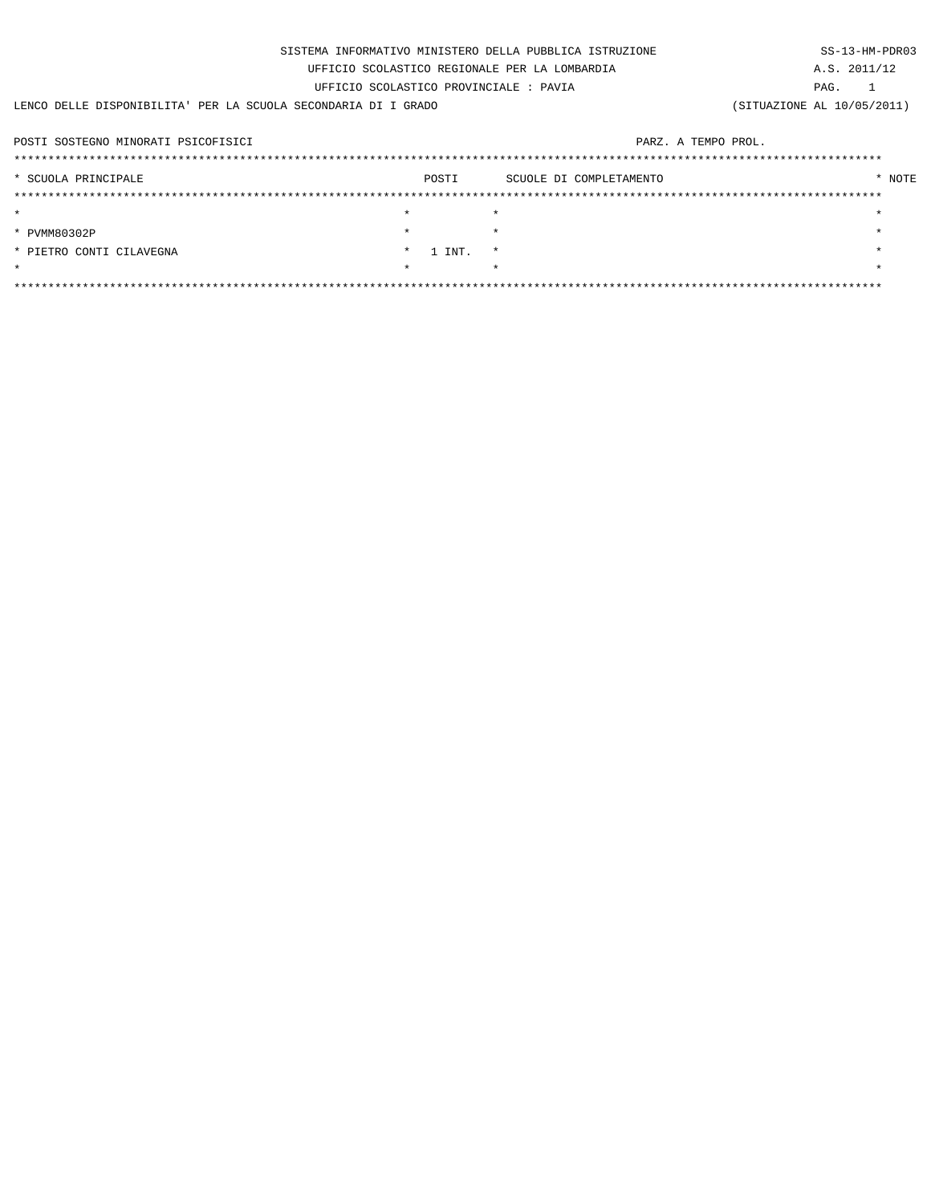SISTEMA INFORMATIVO MINISTERO DELLA PUBBLICA ISTRUZIONE — SS-13-HM-PDR03

UFFICIO SCOLASTICO REGIONALE PER LA LOMBARDIA — A.S. 2011/12

UFFICIO SCOLASTICO PROVINCIALE : PAVIA

LENCO DELLE DISPONIBILITA' PER LA SCUOLA SECONDARIA DI I GRADO — (SITUAZIONE AL 10/05/2011)

POSTI SOSTEGNO MINORATI PSICOFISICI — PARZ. A TEMPO PROL.

| SCUOLA PRINCIPALE | POSTI | SCUOLE DI COMPLETAMENTO | NOTE |
|---|---|---|---|
| PVMM80302P<br>PIETRO CONTI CILAVEGNA | 1 INT. | | |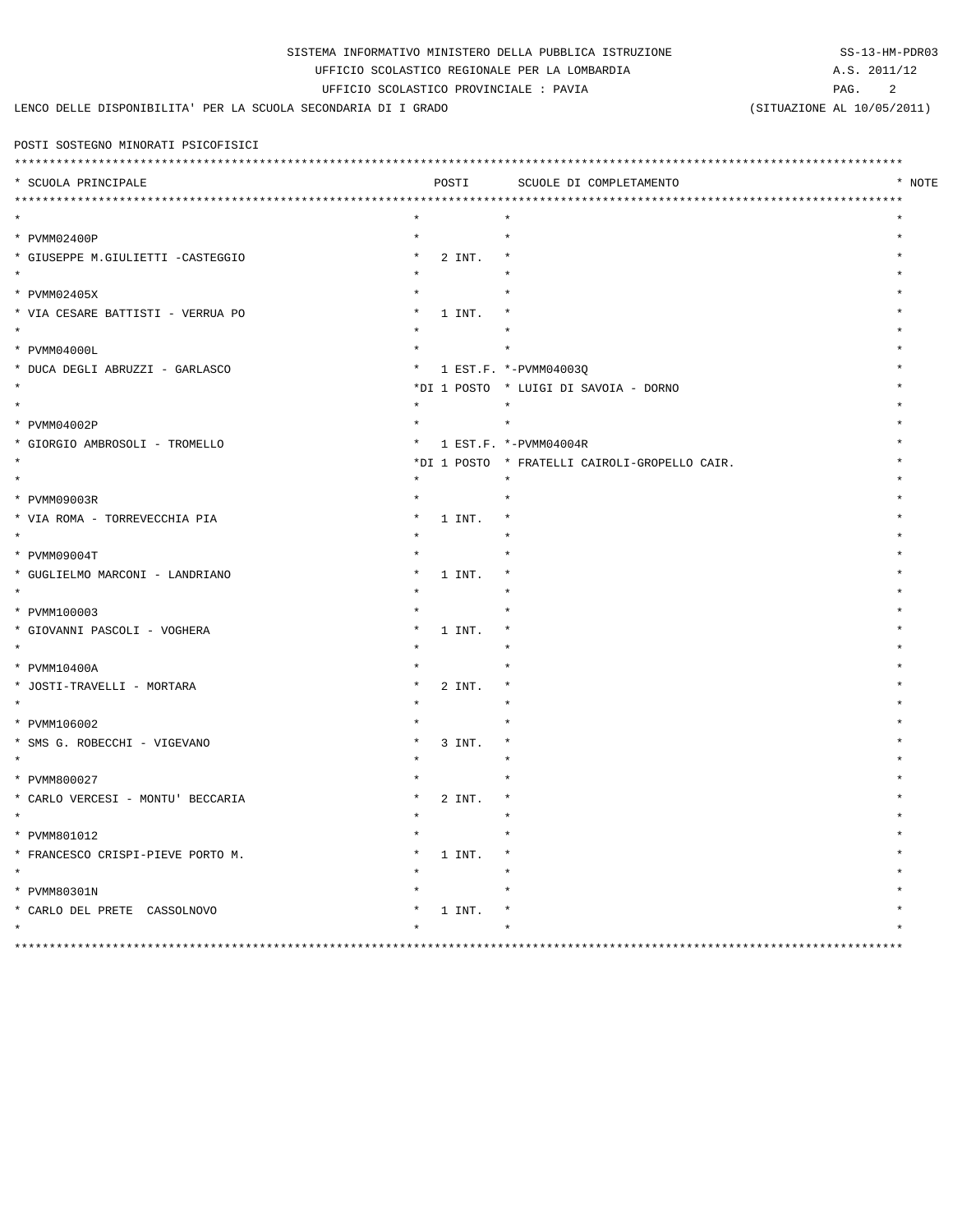SISTEMA INFORMATIVO MINISTERO DELLA PUBBLICA ISTRUZIONE

UFFICIO SCOLASTICO REGIONALE PER LA LOMBARDIA

UFFICIO SCOLASTICO PROVINCIALE : PAVIA

SS-13-HM-PDR03

A.S. 2011/12

LENCO DELLE DISPONIBILITA' PER LA SCUOLA SECONDARIA DI I GRADO

(SITUAZIONE AL 10/05/2011)

POSTI SOSTEGNO MINORATI PSICOFISICI

| SCUOLA PRINCIPALE | POSTI | SCUOLE DI COMPLETAMENTO | NOTE |
|---|---|---|---|
| PVMM02400P<br>GIUSEPPE M.GIULIETTI -CASTEGGIO | 2 INT. | | |
| PVMM02405X<br>VIA CESARE BATTISTI - VERRUA PO | 1 INT. | | |
| PVMM04000L<br>DUCA DEGLI ABRUZZI - GARLASCO | 1 EST.F.<br>DI 1 POSTO | -PVMM04003Q<br>LUIGI DI SAVOIA - DORNO | |
| PVMM04002P<br>GIORGIO AMBROSOLI - TROMELLO | 1 EST.F.<br>DI 1 POSTO | -PVMM04004R<br>FRATELLI CAIROLI-GROPELLO CAIR. | |
| PVMM09003R<br>VIA ROMA - TORREVECCHIA PIA | 1 INT. | | |
| PVMM09004T<br>GUGLIELMO MARCONI - LANDRIANO | 1 INT. | | |
| PVMM100003<br>GIOVANNI PASCOLI - VOGHERA | 1 INT. | | |
| PVMM10400A<br>JOSTI-TRAVELLI - MORTARA | 2 INT. | | |
| PVMM106002<br>SMS G. ROBECCHI - VIGEVANO | 3 INT. | | |
| PVMM800027<br>CARLO VERCESI - MONTU' BECCARIA | 2 INT. | | |
| PVMM801012<br>FRANCESCO CRISPI-PIEVE PORTO M. | 1 INT. | | |
| PVMM80301N<br>CARLO DEL PRETE CASSOLNOVO | 1 INT. | | |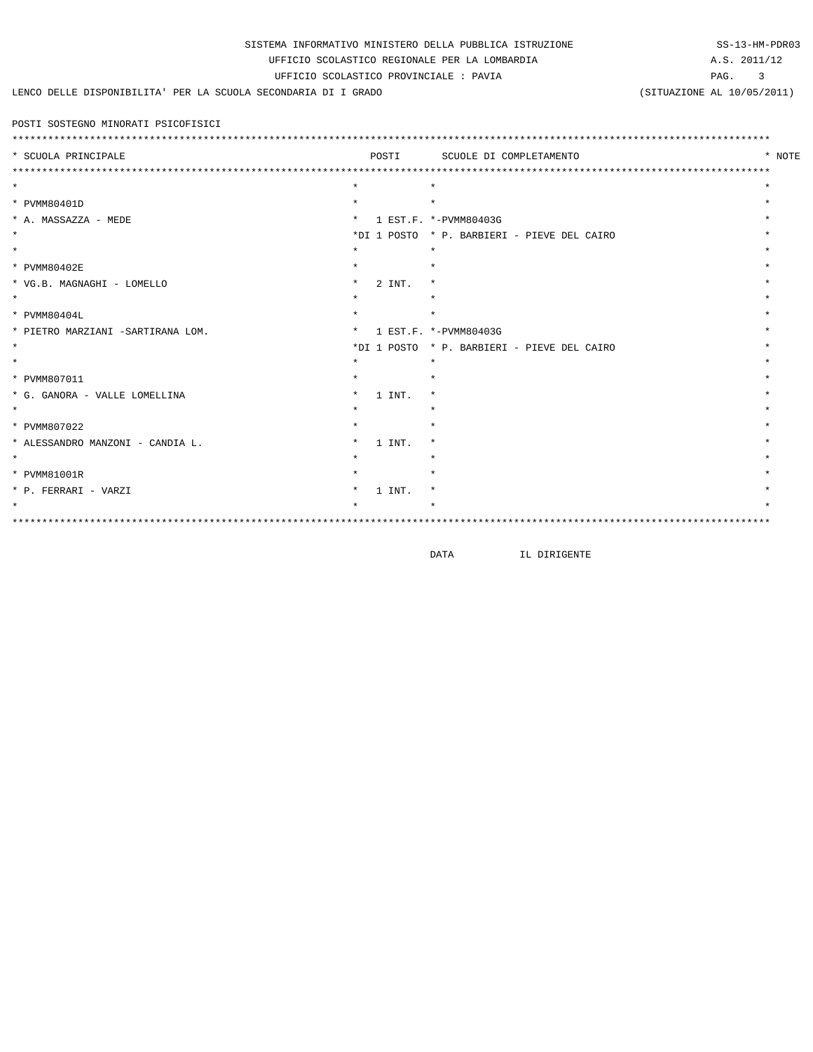SISTEMA INFORMATIVO MINISTERO DELLA PUBBLICA ISTRUZIONE — SS-13-HM-PDR03

UFFICIO SCOLASTICO REGIONALE PER LA LOMBARDIA — A.S. 2011/12

UFFICIO SCOLASTICO PROVINCIALE : PAVIA

LENCO DELLE DISPONIBILITA' PER LA SCUOLA SECONDARIA DI I GRADO — (SITUAZIONE AL 10/05/2011)

POSTI SOSTEGNO MINORATI PSICOFISICI

| SCUOLA PRINCIPALE | POSTI | SCUOLE DI COMPLETAMENTO | NOTE |
|---|---|---|---|
| PVMM80401D<br>A. MASSAZZA - MEDE | 1 EST.F.<br>DI 1 POSTO | -PVMM80403G<br>P. BARBIERI - PIEVE DEL CAIRO | |
| PVMM80402E<br>VG.B. MAGNAGHI - LOMELLO | 2 INT. | | |
| PVMM80404L<br>PIETRO MARZIANI -SARTIRANA LOM. | 1 EST.F.<br>DI 1 POSTO | -PVMM80403G<br>P. BARBIERI - PIEVE DEL CAIRO | |
| PVMM807011<br>G. GANORA - VALLE LOMELLINA | 1 INT. | | |
| PVMM807022<br>ALESSANDRO MANZONI - CANDIA L. | 1 INT. | | |
| PVMM81001R<br>P. FERRARI - VARZI | 1 INT. | | |

DATA IL DIRIGENTE